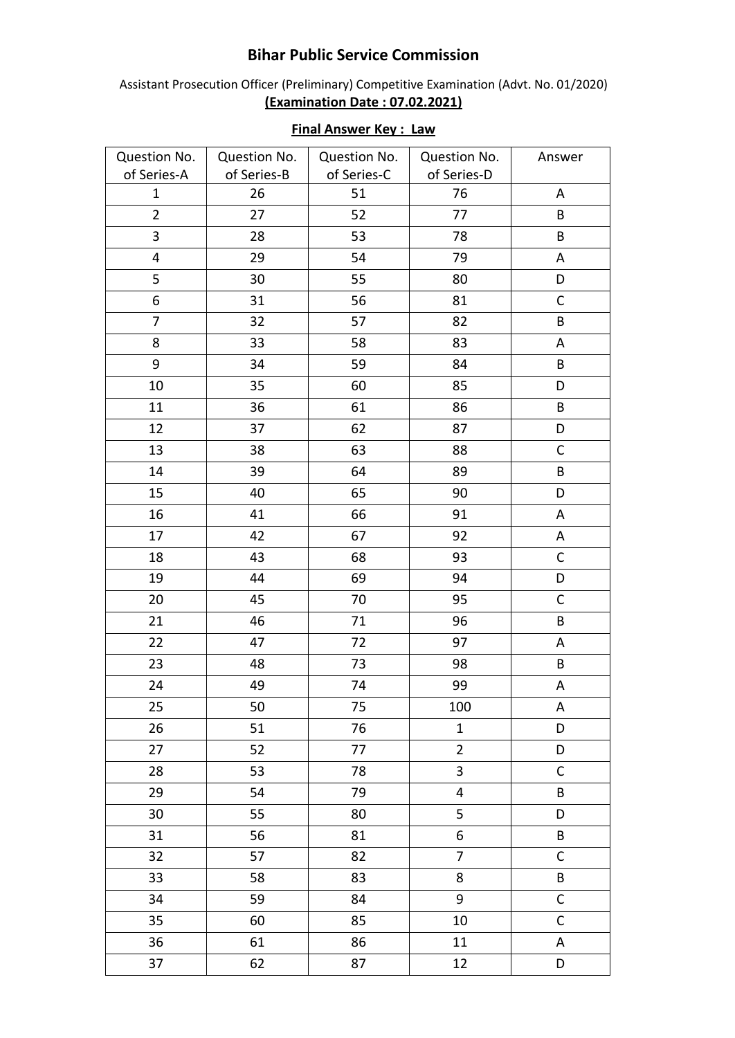# Bihar Public Service Commission

Assistant Prosecution Officer (Preliminary) Competitive Examination (Advt. No. 01/2020)

**(Examination Date : 07.02.2021)**

**Final Answer Key : Law**

| Question No. of Series-A | Question No. of Series-B | Question No. of Series-C | Question No. of Series-D | Answer |
|---|---|---|---|---|
| 1 | 26 | 51 | 76 | A |
| 2 | 27 | 52 | 77 | B |
| 3 | 28 | 53 | 78 | B |
| 4 | 29 | 54 | 79 | A |
| 5 | 30 | 55 | 80 | D |
| 6 | 31 | 56 | 81 | C |
| 7 | 32 | 57 | 82 | B |
| 8 | 33 | 58 | 83 | A |
| 9 | 34 | 59 | 84 | B |
| 10 | 35 | 60 | 85 | D |
| 11 | 36 | 61 | 86 | B |
| 12 | 37 | 62 | 87 | D |
| 13 | 38 | 63 | 88 | C |
| 14 | 39 | 64 | 89 | B |
| 15 | 40 | 65 | 90 | D |
| 16 | 41 | 66 | 91 | A |
| 17 | 42 | 67 | 92 | A |
| 18 | 43 | 68 | 93 | C |
| 19 | 44 | 69 | 94 | D |
| 20 | 45 | 70 | 95 | C |
| 21 | 46 | 71 | 96 | B |
| 22 | 47 | 72 | 97 | A |
| 23 | 48 | 73 | 98 | B |
| 24 | 49 | 74 | 99 | A |
| 25 | 50 | 75 | 100 | A |
| 26 | 51 | 76 | 1 | D |
| 27 | 52 | 77 | 2 | D |
| 28 | 53 | 78 | 3 | C |
| 29 | 54 | 79 | 4 | B |
| 30 | 55 | 80 | 5 | D |
| 31 | 56 | 81 | 6 | B |
| 32 | 57 | 82 | 7 | C |
| 33 | 58 | 83 | 8 | B |
| 34 | 59 | 84 | 9 | C |
| 35 | 60 | 85 | 10 | C |
| 36 | 61 | 86 | 11 | A |
| 37 | 62 | 87 | 12 | D |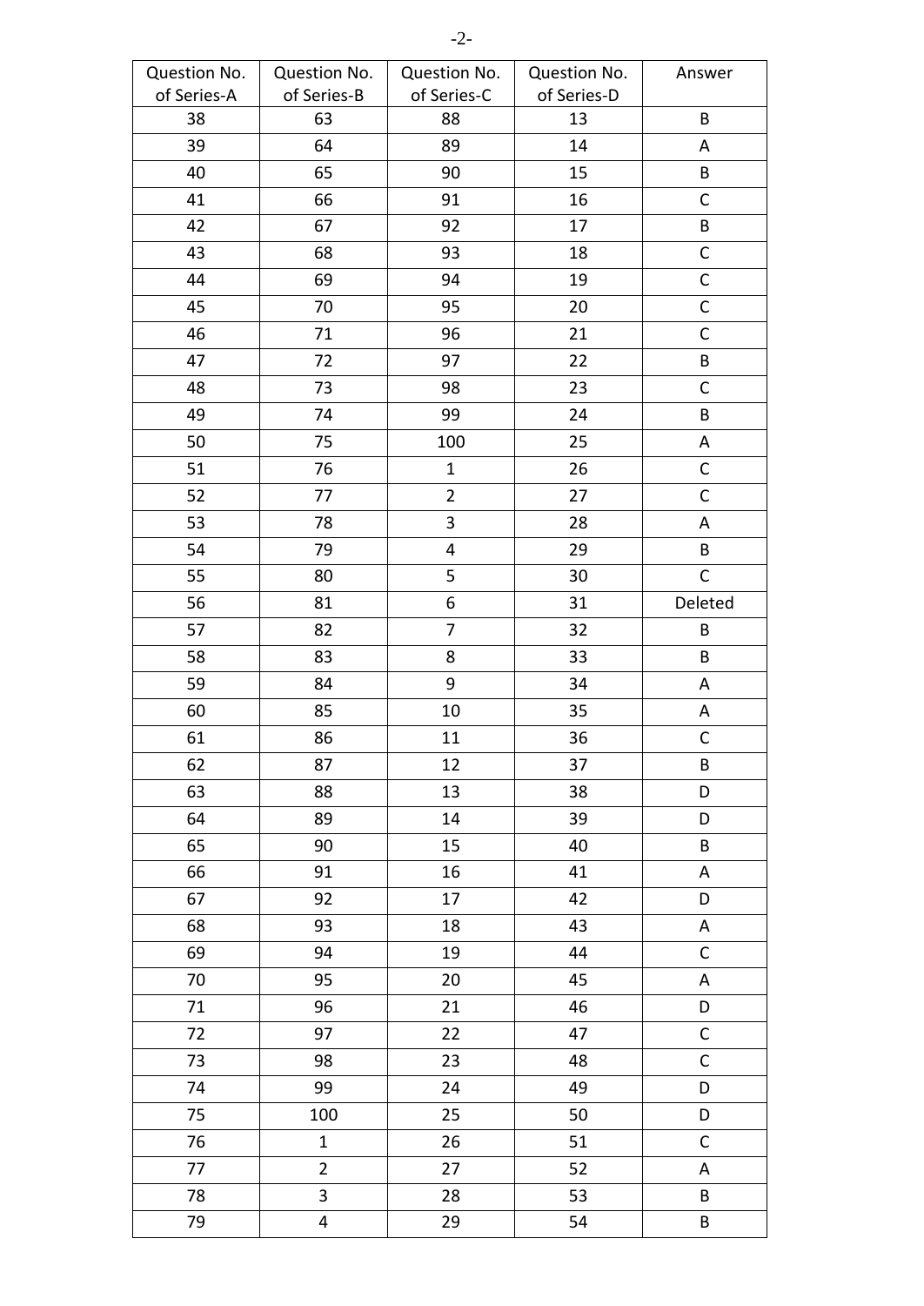| Question No. of Series-A | Question No. of Series-B | Question No. of Series-C | Question No. of Series-D | Answer |
|---|---|---|---|---|
| 38 | 63 | 88 | 13 | B |
| 39 | 64 | 89 | 14 | A |
| 40 | 65 | 90 | 15 | B |
| 41 | 66 | 91 | 16 | C |
| 42 | 67 | 92 | 17 | B |
| 43 | 68 | 93 | 18 | C |
| 44 | 69 | 94 | 19 | C |
| 45 | 70 | 95 | 20 | C |
| 46 | 71 | 96 | 21 | C |
| 47 | 72 | 97 | 22 | B |
| 48 | 73 | 98 | 23 | C |
| 49 | 74 | 99 | 24 | B |
| 50 | 75 | 100 | 25 | A |
| 51 | 76 | 1 | 26 | C |
| 52 | 77 | 2 | 27 | C |
| 53 | 78 | 3 | 28 | A |
| 54 | 79 | 4 | 29 | B |
| 55 | 80 | 5 | 30 | C |
| 56 | 81 | 6 | 31 | Deleted |
| 57 | 82 | 7 | 32 | B |
| 58 | 83 | 8 | 33 | B |
| 59 | 84 | 9 | 34 | A |
| 60 | 85 | 10 | 35 | A |
| 61 | 86 | 11 | 36 | C |
| 62 | 87 | 12 | 37 | B |
| 63 | 88 | 13 | 38 | D |
| 64 | 89 | 14 | 39 | D |
| 65 | 90 | 15 | 40 | B |
| 66 | 91 | 16 | 41 | A |
| 67 | 92 | 17 | 42 | D |
| 68 | 93 | 18 | 43 | A |
| 69 | 94 | 19 | 44 | C |
| 70 | 95 | 20 | 45 | A |
| 71 | 96 | 21 | 46 | D |
| 72 | 97 | 22 | 47 | C |
| 73 | 98 | 23 | 48 | C |
| 74 | 99 | 24 | 49 | D |
| 75 | 100 | 25 | 50 | D |
| 76 | 1 | 26 | 51 | C |
| 77 | 2 | 27 | 52 | A |
| 78 | 3 | 28 | 53 | B |
| 79 | 4 | 29 | 54 | B |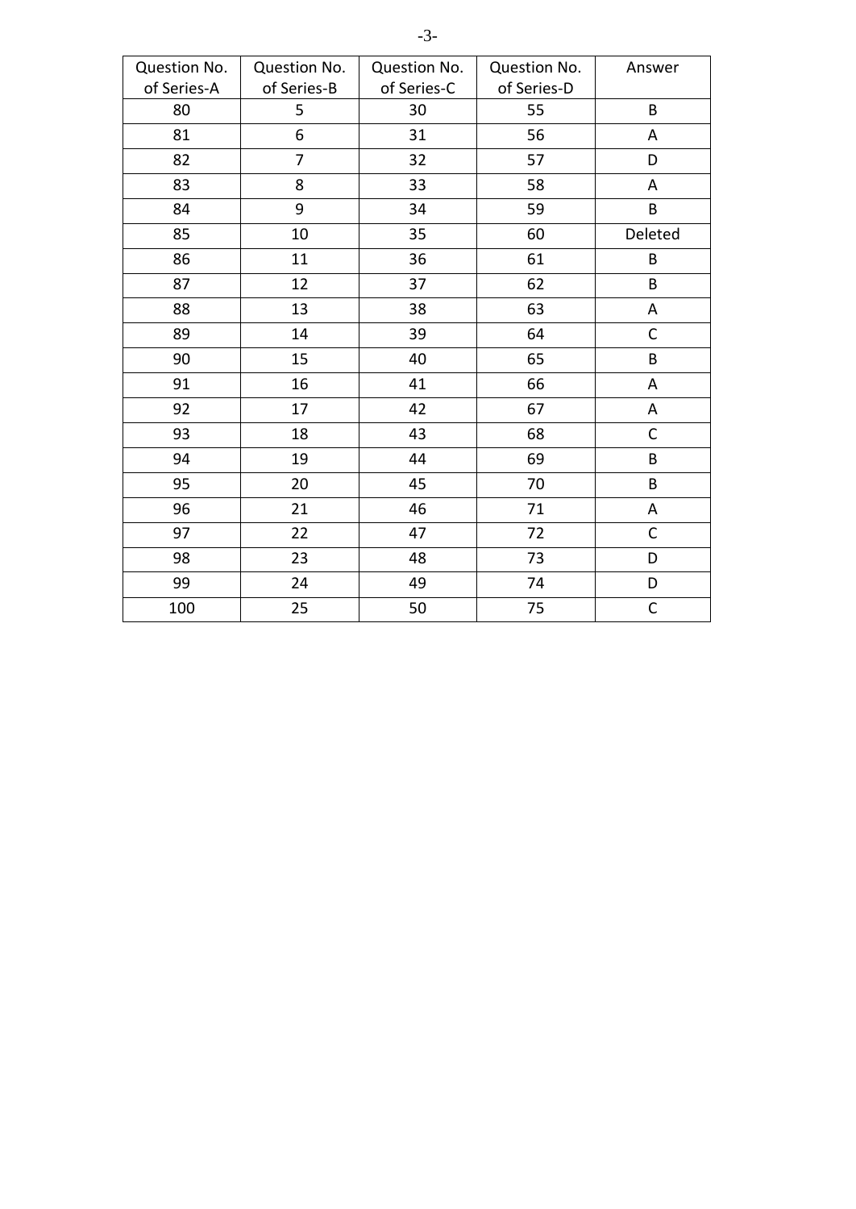| Question No. of Series-A | Question No. of Series-B | Question No. of Series-C | Question No. of Series-D | Answer |
|---|---|---|---|---|
| 80 | 5 | 30 | 55 | B |
| 81 | 6 | 31 | 56 | A |
| 82 | 7 | 32 | 57 | D |
| 83 | 8 | 33 | 58 | A |
| 84 | 9 | 34 | 59 | B |
| 85 | 10 | 35 | 60 | Deleted |
| 86 | 11 | 36 | 61 | B |
| 87 | 12 | 37 | 62 | B |
| 88 | 13 | 38 | 63 | A |
| 89 | 14 | 39 | 64 | C |
| 90 | 15 | 40 | 65 | B |
| 91 | 16 | 41 | 66 | A |
| 92 | 17 | 42 | 67 | A |
| 93 | 18 | 43 | 68 | C |
| 94 | 19 | 44 | 69 | B |
| 95 | 20 | 45 | 70 | B |
| 96 | 21 | 46 | 71 | A |
| 97 | 22 | 47 | 72 | C |
| 98 | 23 | 48 | 73 | D |
| 99 | 24 | 49 | 74 | D |
| 100 | 25 | 50 | 75 | C |